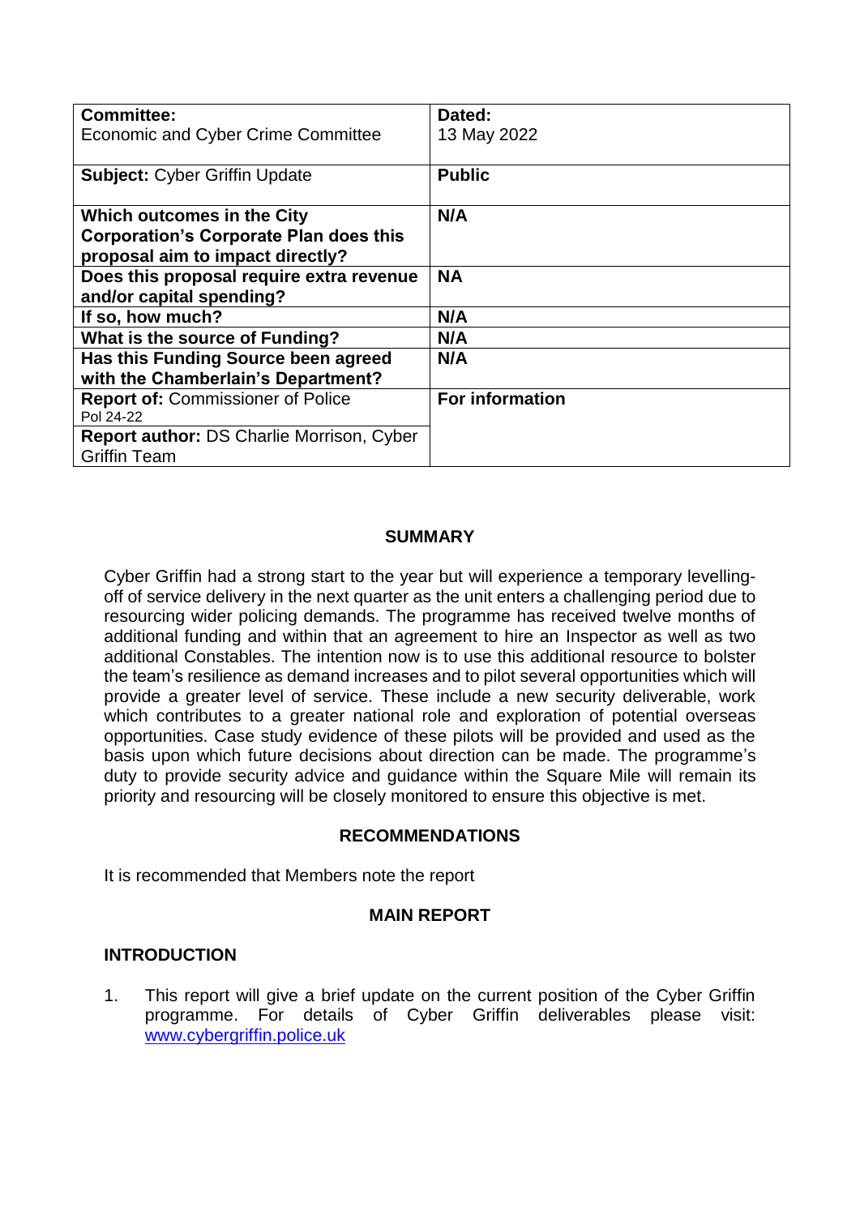| Committee: Economic and Cyber Crime Committee | Dated: 13 May 2022 |
| --- | --- |
| **Subject:** Cyber Griffin Update | **Public** |
| **Which outcomes in the City Corporation's Corporate Plan does this proposal aim to impact directly?** | **N/A** |
| **Does this proposal require extra revenue and/or capital spending?** | **NA** |
| **If so, how much?** | **N/A** |
| **What is the source of Funding?** | **N/A** |
| **Has this Funding Source been agreed with the Chamberlain's Department?** | **N/A** |
| **Report of:** Commissioner of Police Pol 24-22 | **For information** |
| **Report author:** DS Charlie Morrison, Cyber Griffin Team | |

## SUMMARY

Cyber Griffin had a strong start to the year but will experience a temporary levelling-off of service delivery in the next quarter as the unit enters a challenging period due to resourcing wider policing demands. The programme has received twelve months of additional funding and within that an agreement to hire an Inspector as well as two additional Constables. The intention now is to use this additional resource to bolster the team's resilience as demand increases and to pilot several opportunities which will provide a greater level of service. These include a new security deliverable, work which contributes to a greater national role and exploration of potential overseas opportunities. Case study evidence of these pilots will be provided and used as the basis upon which future decisions about direction can be made. The programme's duty to provide security advice and guidance within the Square Mile will remain its priority and resourcing will be closely monitored to ensure this objective is met.

## RECOMMENDATIONS

It is recommended that Members note the report

## MAIN REPORT

### INTRODUCTION

1. This report will give a brief update on the current position of the Cyber Griffin programme. For details of Cyber Griffin deliverables please visit: [www.cybergriffin.police.uk](http://www.cybergriffin.police.uk)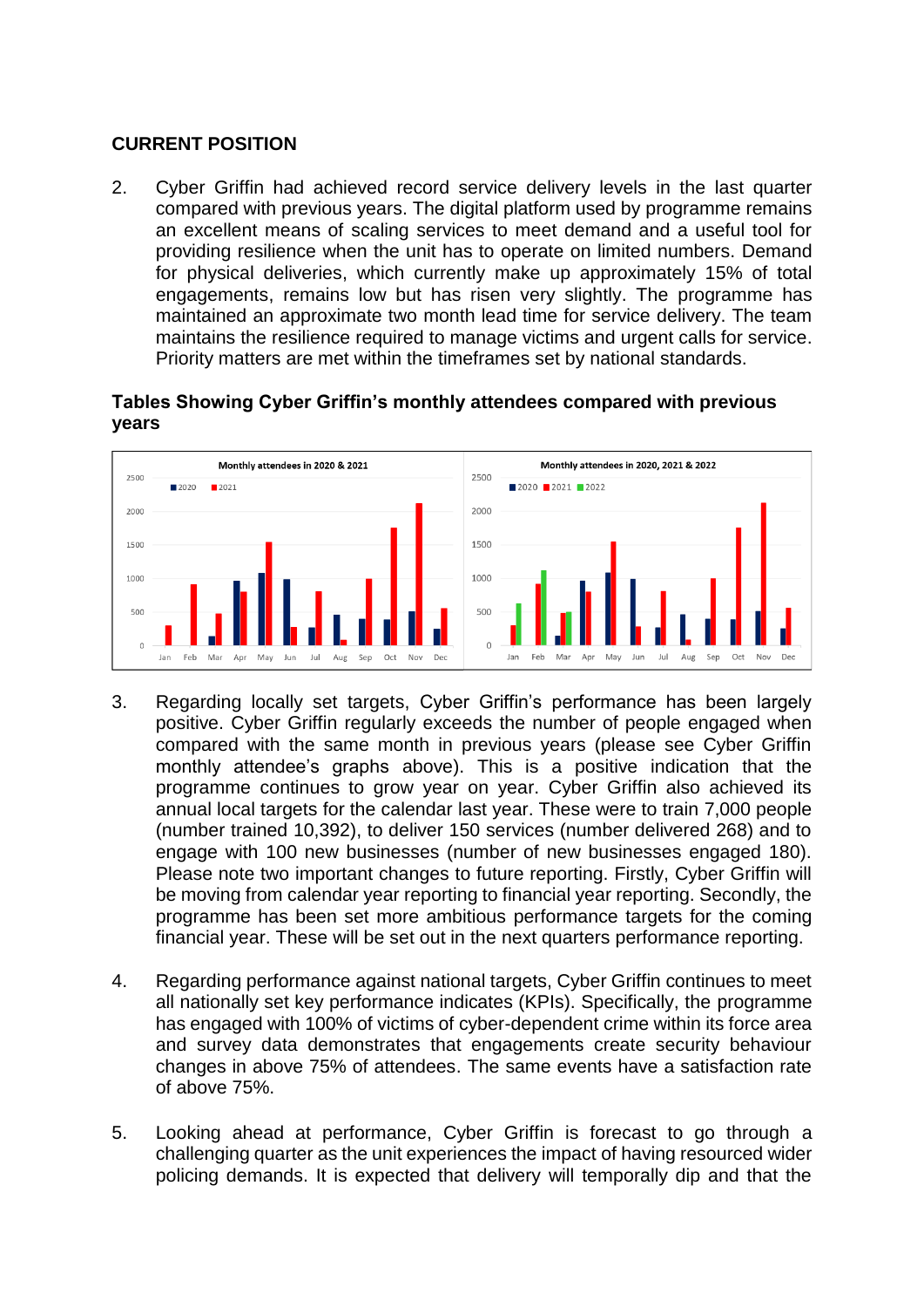**CURRENT POSITION**

2. Cyber Griffin had achieved record service delivery levels in the last quarter compared with previous years. The digital platform used by programme remains an excellent means of scaling services to meet demand and a useful tool for providing resilience when the unit has to operate on limited numbers. Demand for physical deliveries, which currently make up approximately 15% of total engagements, remains low but has risen very slightly. The programme has maintained an approximate two month lead time for service delivery. The team maintains the resilience required to manage victims and urgent calls for service. Priority matters are met within the timeframes set by national standards.

**Tables Showing Cyber Griffin's monthly attendees compared with previous years**

3. Regarding locally set targets, Cyber Griffin's performance has been largely positive. Cyber Griffin regularly exceeds the number of people engaged when compared with the same month in previous years (please see Cyber Griffin monthly attendee's graphs above). This is a positive indication that the programme continues to grow year on year. Cyber Griffin also achieved its annual local targets for the calendar last year. These were to train 7,000 people (number trained 10,392), to deliver 150 services (number delivered 268) and to engage with 100 new businesses (number of new businesses engaged 180). Please note two important changes to future reporting. Firstly, Cyber Griffin will be moving from calendar year reporting to financial year reporting. Secondly, the programme has been set more ambitious performance targets for the coming financial year. These will be set out in the next quarters performance reporting.

4. Regarding performance against national targets, Cyber Griffin continues to meet all nationally set key performance indicates (KPIs). Specifically, the programme has engaged with 100% of victims of cyber-dependent crime within its force area and survey data demonstrates that engagements create security behaviour changes in above 75% of attendees. The same events have a satisfaction rate of above 75%.

5. Looking ahead at performance, Cyber Griffin is forecast to go through a challenging quarter as the unit experiences the impact of having resourced wider policing demands. It is expected that delivery will temporally dip and that the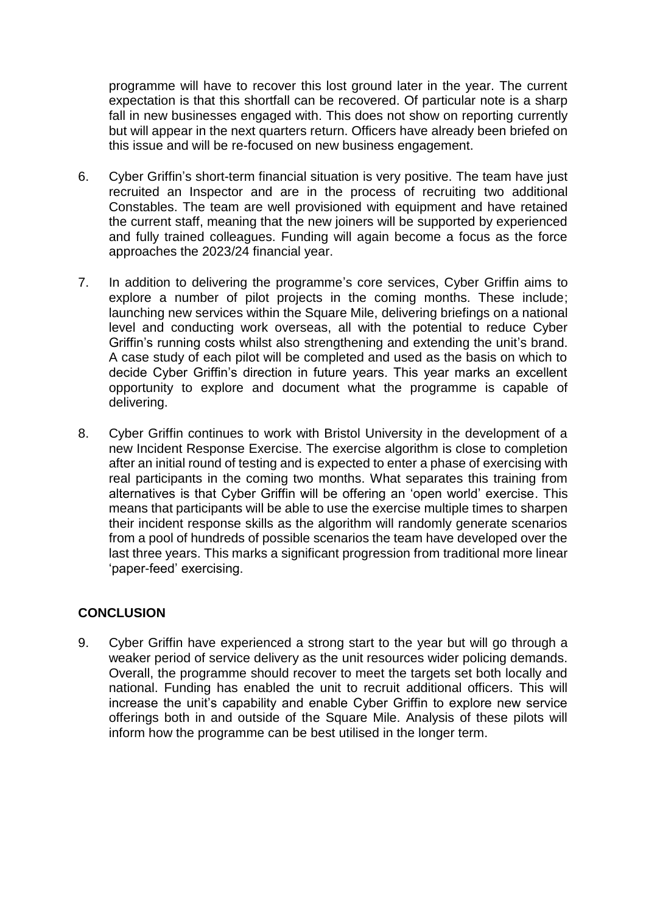programme will have to recover this lost ground later in the year. The current expectation is that this shortfall can be recovered. Of particular note is a sharp fall in new businesses engaged with. This does not show on reporting currently but will appear in the next quarters return. Officers have already been briefed on this issue and will be re-focused on new business engagement.

6. Cyber Griffin's short-term financial situation is very positive. The team have just recruited an Inspector and are in the process of recruiting two additional Constables. The team are well provisioned with equipment and have retained the current staff, meaning that the new joiners will be supported by experienced and fully trained colleagues. Funding will again become a focus as the force approaches the 2023/24 financial year.

7. In addition to delivering the programme's core services, Cyber Griffin aims to explore a number of pilot projects in the coming months. These include; launching new services within the Square Mile, delivering briefings on a national level and conducting work overseas, all with the potential to reduce Cyber Griffin's running costs whilst also strengthening and extending the unit's brand. A case study of each pilot will be completed and used as the basis on which to decide Cyber Griffin's direction in future years. This year marks an excellent opportunity to explore and document what the programme is capable of delivering.

8. Cyber Griffin continues to work with Bristol University in the development of a new Incident Response Exercise. The exercise algorithm is close to completion after an initial round of testing and is expected to enter a phase of exercising with real participants in the coming two months. What separates this training from alternatives is that Cyber Griffin will be offering an 'open world' exercise. This means that participants will be able to use the exercise multiple times to sharpen their incident response skills as the algorithm will randomly generate scenarios from a pool of hundreds of possible scenarios the team have developed over the last three years. This marks a significant progression from traditional more linear 'paper-feed' exercising.

## CONCLUSION

9. Cyber Griffin have experienced a strong start to the year but will go through a weaker period of service delivery as the unit resources wider policing demands. Overall, the programme should recover to meet the targets set both locally and national. Funding has enabled the unit to recruit additional officers. This will increase the unit's capability and enable Cyber Griffin to explore new service offerings both in and outside of the Square Mile. Analysis of these pilots will inform how the programme can be best utilised in the longer term.